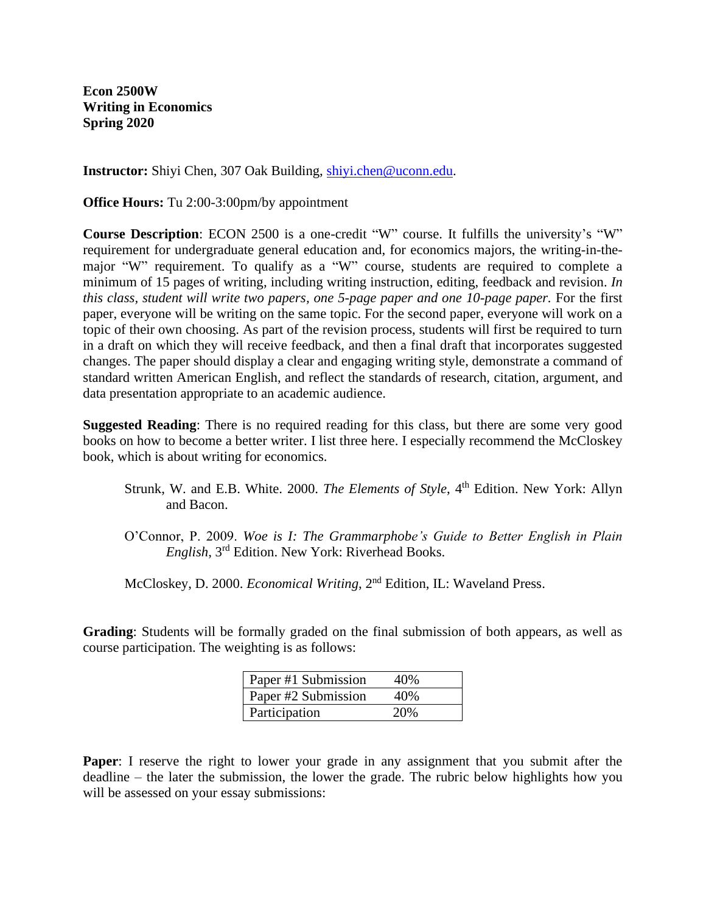**Econ 2500W**
**Writing in Economics**
**Spring 2020**

**Instructor:** Shiyi Chen, 307 Oak Building, shiyi.chen@uconn.edu.

**Office Hours:** Tu 2:00-3:00pm/by appointment

**Course Description**: ECON 2500 is a one-credit "W" course. It fulfills the university's "W" requirement for undergraduate general education and, for economics majors, the writing-in-the-major "W" requirement. To qualify as a "W" course, students are required to complete a minimum of 15 pages of writing, including writing instruction, editing, feedback and revision. *In this class, student will write two papers, one 5-page paper and one 10-page paper.* For the first paper, everyone will be writing on the same topic. For the second paper, everyone will work on a topic of their own choosing. As part of the revision process, students will first be required to turn in a draft on which they will receive feedback, and then a final draft that incorporates suggested changes. The paper should display a clear and engaging writing style, demonstrate a command of standard written American English, and reflect the standards of research, citation, argument, and data presentation appropriate to an academic audience.

**Suggested Reading**: There is no required reading for this class, but there are some very good books on how to become a better writer. I list three here. I especially recommend the McCloskey book, which is about writing for economics.

> Strunk, W. and E.B. White. 2000. *The Elements of Style*, 4th Edition. New York: Allyn and Bacon.
>
> O'Connor, P. 2009. *Woe is I: The Grammarphobe's Guide to Better English in Plain English*, 3rd Edition. New York: Riverhead Books.
>
> McCloskey, D. 2000. *Economical Writing*, 2nd Edition, IL: Waveland Press.

**Grading**: Students will be formally graded on the final submission of both appears, as well as course participation. The weighting is as follows:

| | |
|---|---|
| Paper #1 Submission | 40% |
| Paper #2 Submission | 40% |
| Participation | 20% |

**Paper**: I reserve the right to lower your grade in any assignment that you submit after the deadline – the later the submission, the lower the grade. The rubric below highlights how you will be assessed on your essay submissions: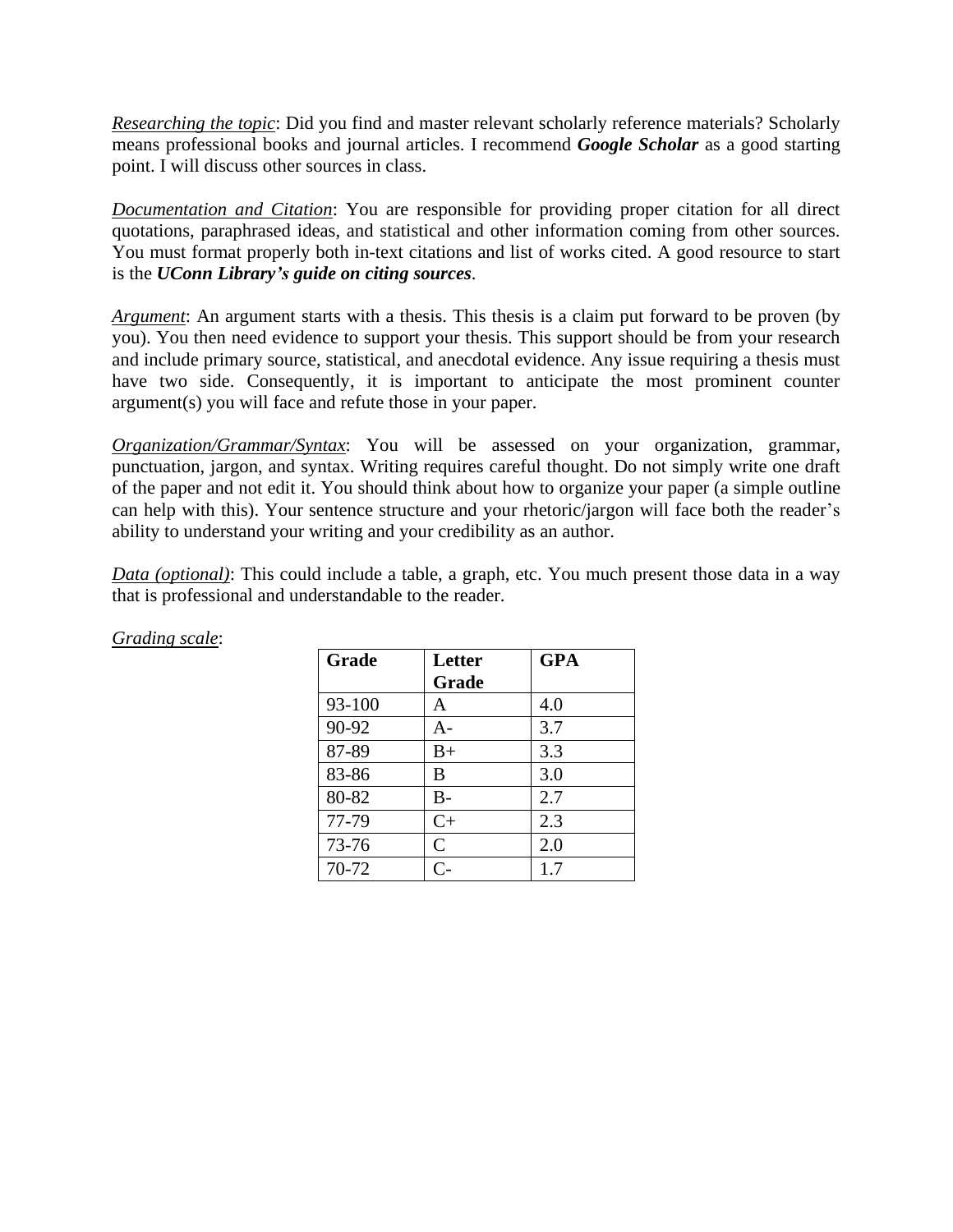*Researching the topic*: Did you find and master relevant scholarly reference materials? Scholarly means professional books and journal articles. I recommend ***Google Scholar*** as a good starting point. I will discuss other sources in class.

*Documentation and Citation*: You are responsible for providing proper citation for all direct quotations, paraphrased ideas, and statistical and other information coming from other sources. You must format properly both in-text citations and list of works cited. A good resource to start is the ***UConn Library's guide on citing sources***.

*Argument*: An argument starts with a thesis. This thesis is a claim put forward to be proven (by you). You then need evidence to support your thesis. This support should be from your research and include primary source, statistical, and anecdotal evidence. Any issue requiring a thesis must have two side. Consequently, it is important to anticipate the most prominent counter argument(s) you will face and refute those in your paper.

*Organization/Grammar/Syntax*: You will be assessed on your organization, grammar, punctuation, jargon, and syntax. Writing requires careful thought. Do not simply write one draft of the paper and not edit it. You should think about how to organize your paper (a simple outline can help with this). Your sentence structure and your rhetoric/jargon will face both the reader's ability to understand your writing and your credibility as an author.

*Data (optional)*: This could include a table, a graph, etc. You much present those data in a way that is professional and understandable to the reader.

*Grading scale*:

| Grade | Letter Grade | GPA |
|---|---|---|
| 93-100 | A | 4.0 |
| 90-92 | A- | 3.7 |
| 87-89 | B+ | 3.3 |
| 83-86 | B | 3.0 |
| 80-82 | B- | 2.7 |
| 77-79 | C+ | 2.3 |
| 73-76 | C | 2.0 |
| 70-72 | C- | 1.7 |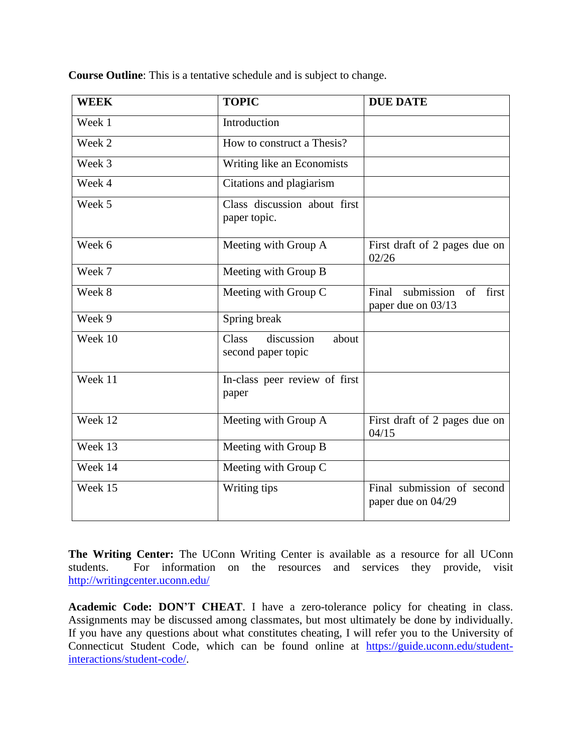**Course Outline**: This is a tentative schedule and is subject to change.

| WEEK | TOPIC | DUE DATE |
|---|---|---|
| Week 1 | Introduction | |
| Week 2 | How to construct a Thesis? | |
| Week 3 | Writing like an Economists | |
| Week 4 | Citations and plagiarism | |
| Week 5 | Class discussion about first paper topic. | |
| Week 6 | Meeting with Group A | First draft of 2 pages due on 02/26 |
| Week 7 | Meeting with Group B | |
| Week 8 | Meeting with Group C | Final submission of first paper due on 03/13 |
| Week 9 | Spring break | |
| Week 10 | Class discussion about second paper topic | |
| Week 11 | In-class peer review of first paper | |
| Week 12 | Meeting with Group A | First draft of 2 pages due on 04/15 |
| Week 13 | Meeting with Group B | |
| Week 14 | Meeting with Group C | |
| Week 15 | Writing tips | Final submission of second paper due on 04/29 |

**The Writing Center:** The UConn Writing Center is available as a resource for all UConn students. For information on the resources and services they provide, visit http://writingcenter.uconn.edu/

**Academic Code: DON'T CHEAT**. I have a zero-tolerance policy for cheating in class. Assignments may be discussed among classmates, but most ultimately be done by individually. If you have any questions about what constitutes cheating, I will refer you to the University of Connecticut Student Code, which can be found online at https://guide.uconn.edu/student-interactions/student-code/.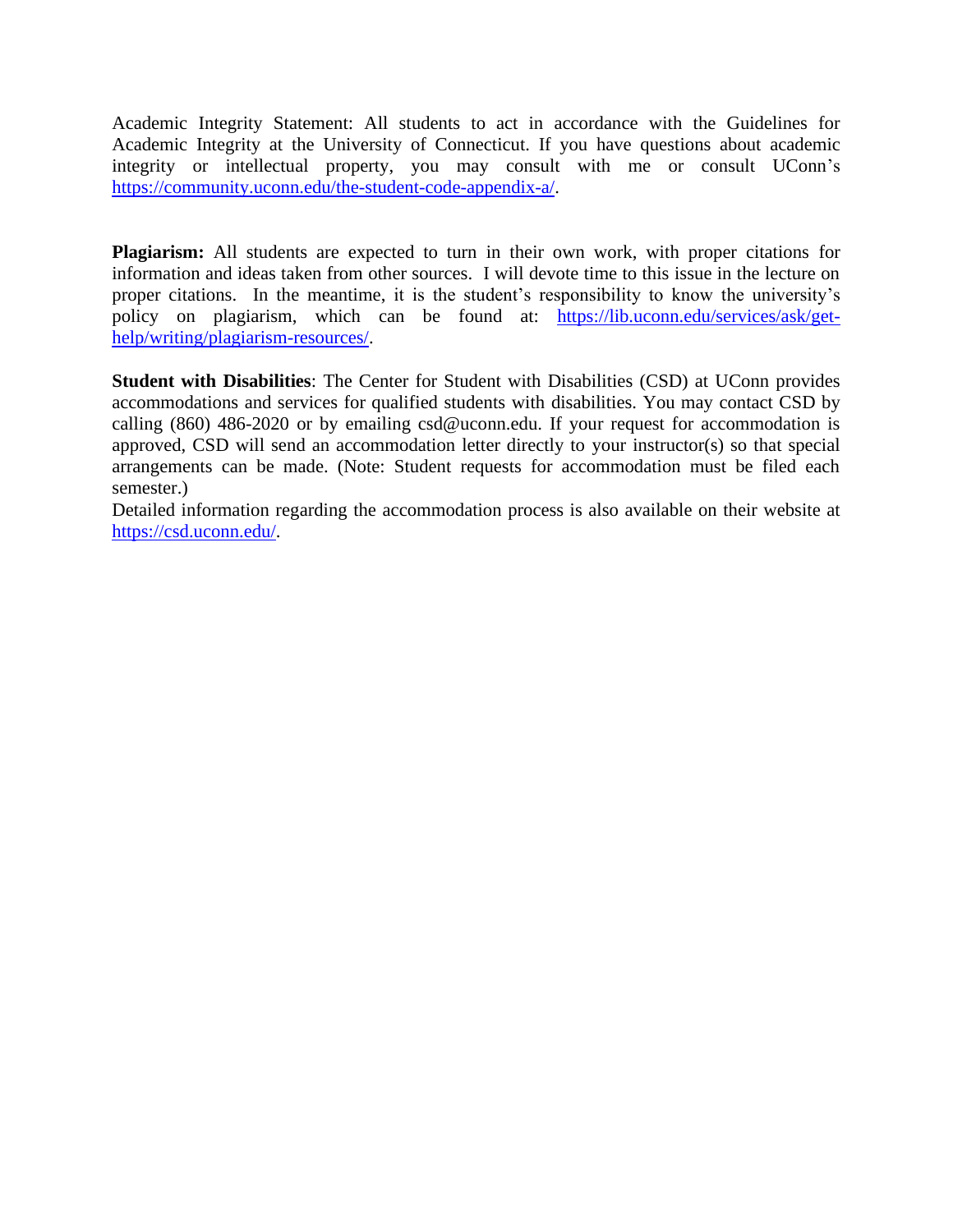Academic Integrity Statement: All students to act in accordance with the Guidelines for Academic Integrity at the University of Connecticut. If you have questions about academic integrity or intellectual property, you may consult with me or consult UConn's https://community.uconn.edu/the-student-code-appendix-a/.

**Plagiarism:** All students are expected to turn in their own work, with proper citations for information and ideas taken from other sources. I will devote time to this issue in the lecture on proper citations. In the meantime, it is the student's responsibility to know the university's policy on plagiarism, which can be found at: https://lib.uconn.edu/services/ask/get-help/writing/plagiarism-resources/.

**Student with Disabilities**: The Center for Student with Disabilities (CSD) at UConn provides accommodations and services for qualified students with disabilities. You may contact CSD by calling (860) 486-2020 or by emailing csd@uconn.edu. If your request for accommodation is approved, CSD will send an accommodation letter directly to your instructor(s) so that special arrangements can be made. (Note: Student requests for accommodation must be filed each semester.)

Detailed information regarding the accommodation process is also available on their website at https://csd.uconn.edu/.